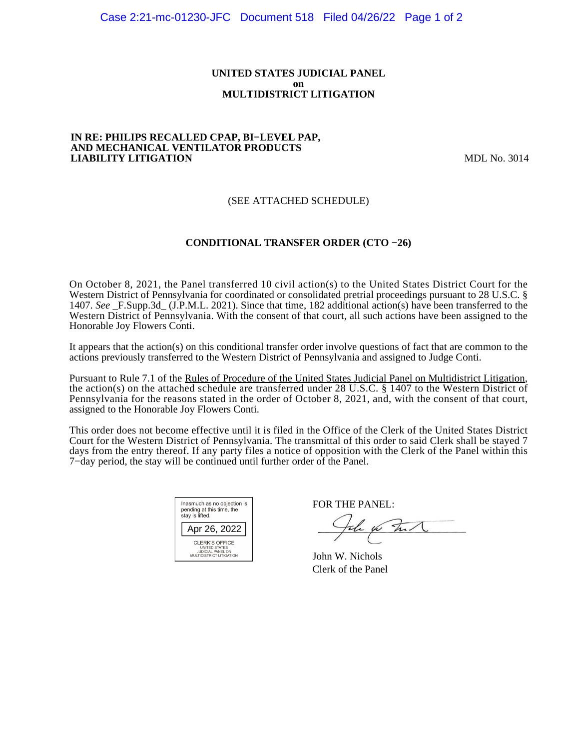**UNITED STATES JUDICIAL PANEL**
**on**
**MULTIDISTRICT LITIGATION**

**IN RE: PHILIPS RECALLED CPAP, BI−LEVEL PAP, AND MECHANICAL VENTILATOR PRODUCTS LIABILITY LITIGATION** MDL No. 3014

(SEE ATTACHED SCHEDULE)

**CONDITIONAL TRANSFER ORDER (CTO −26)**

On October 8, 2021, the Panel transferred 10 civil action(s) to the United States District Court for the Western District of Pennsylvania for coordinated or consolidated pretrial proceedings pursuant to 28 U.S.C. § 1407. *See* _F.Supp.3d_ (J.P.M.L. 2021). Since that time, 182 additional action(s) have been transferred to the Western District of Pennsylvania. With the consent of that court, all such actions have been assigned to the Honorable Joy Flowers Conti.

It appears that the action(s) on this conditional transfer order involve questions of fact that are common to the actions previously transferred to the Western District of Pennsylvania and assigned to Judge Conti.

Pursuant to Rule 7.1 of the Rules of Procedure of the United States Judicial Panel on Multidistrict Litigation, the action(s) on the attached schedule are transferred under 28 U.S.C. § 1407 to the Western District of Pennsylvania for the reasons stated in the order of October 8, 2021, and, with the consent of that court, assigned to the Honorable Joy Flowers Conti.

This order does not become effective until it is filed in the Office of the Clerk of the United States District Court for the Western District of Pennsylvania. The transmittal of this order to said Clerk shall be stayed 7 days from the entry thereof. If any party files a notice of opposition with the Clerk of the Panel within this 7−day period, the stay will be continued until further order of the Panel.

Inasmuch as no objection is pending at this time, the stay is lifted.

Apr 26, 2022

CLERK'S OFFICE
UNITED STATES
JUDICIAL PANEL ON
MULTIDISTRICT LITIGATION

FOR THE PANEL:

John W. Nichols
Clerk of the Panel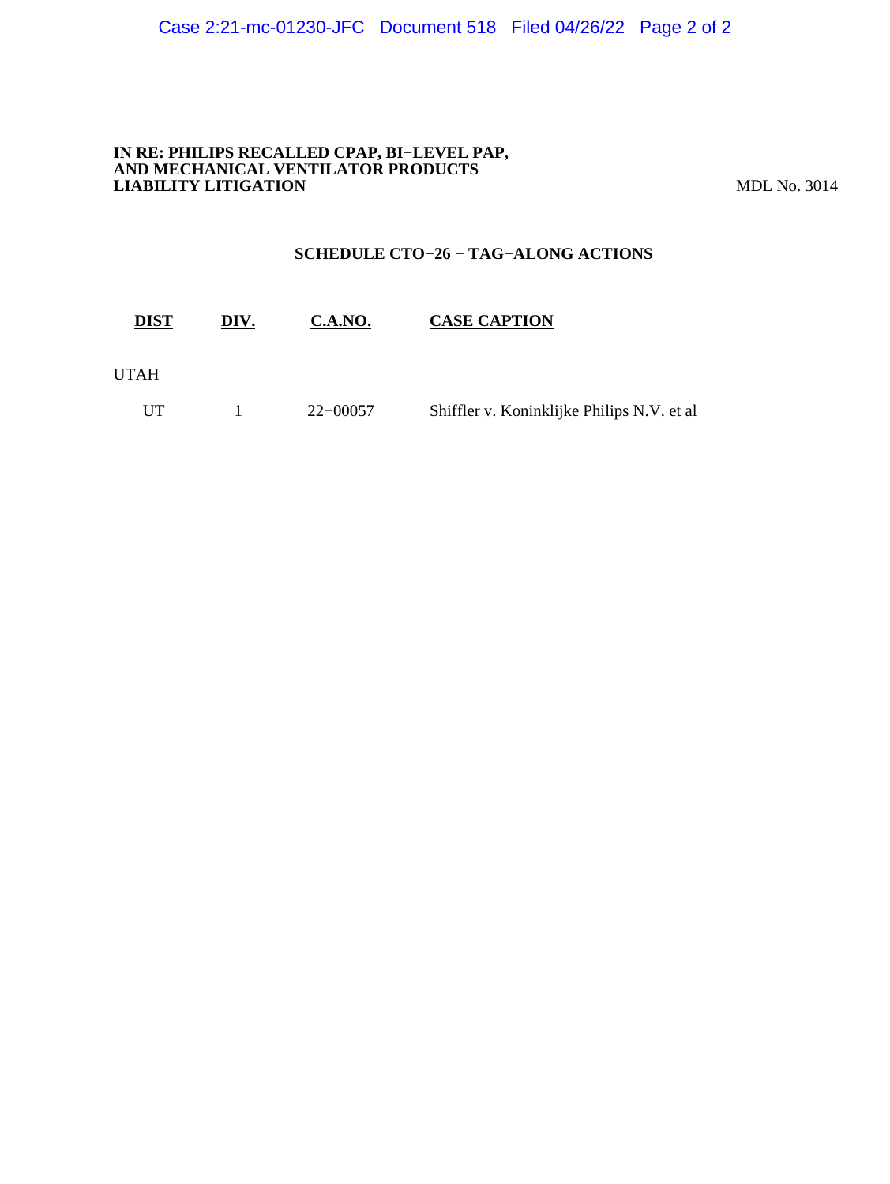**IN RE: PHILIPS RECALLED CPAP, BI−LEVEL PAP, AND MECHANICAL VENTILATOR PRODUCTS LIABILITY LITIGATION**

MDL No. 3014

## SCHEDULE CTO−26 − TAG−ALONG ACTIONS

| DIST | DIV. | C.A.NO. | CASE CAPTION |
|---|---|---|---|
| UTAH | | | |
| UT | 1 | 22−00057 | Shiffler v. Koninklijke Philips N.V. et al |